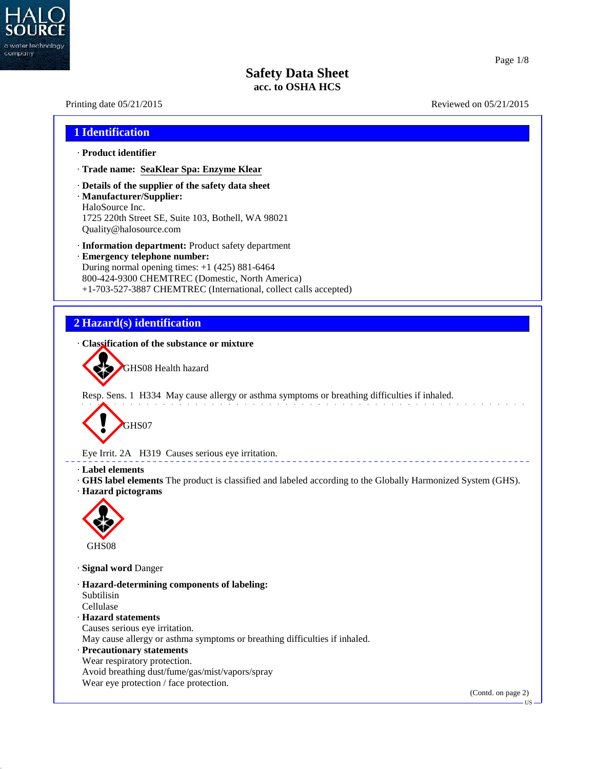# Safety Data Sheet
**acc. to OSHA HCS**

Printing date 05/21/2015 Reviewed on 05/21/2015

## 1 Identification

· **Product identifier**

· **Trade name: SeaKlear Spa: Enzyme Klear**

· **Details of the supplier of the safety data sheet**
· **Manufacturer/Supplier:**
HaloSource Inc.
1725 220th Street SE, Suite 103, Bothell, WA 98021
Quality@halosource.com

· **Information department:** Product safety department
· **Emergency telephone number:**
During normal opening times: +1 (425) 881-6464
800-424-9300 CHEMTREC (Domestic, North America)
+1-703-527-3887 CHEMTREC (International, collect calls accepted)

## 2 Hazard(s) identification

· **Classification of the substance or mixture**

GHS08 Health hazard

Resp. Sens. 1 H334 May cause allergy or asthma symptoms or breathing difficulties if inhaled.

GHS07

Eye Irrit. 2A H319 Causes serious eye irritation.

· **Label elements**
· **GHS label elements** The product is classified and labeled according to the Globally Harmonized System (GHS).
· **Hazard pictograms**

GHS08

· **Signal word** Danger

· **Hazard-determining components of labeling:**
Subtilisin
Cellulase
· **Hazard statements**
Causes serious eye irritation.
May cause allergy or asthma symptoms or breathing difficulties if inhaled.
· **Precautionary statements**
Wear respiratory protection.
Avoid breathing dust/fume/gas/mist/vapors/spray
Wear eye protection / face protection.

(Contd. on page 2)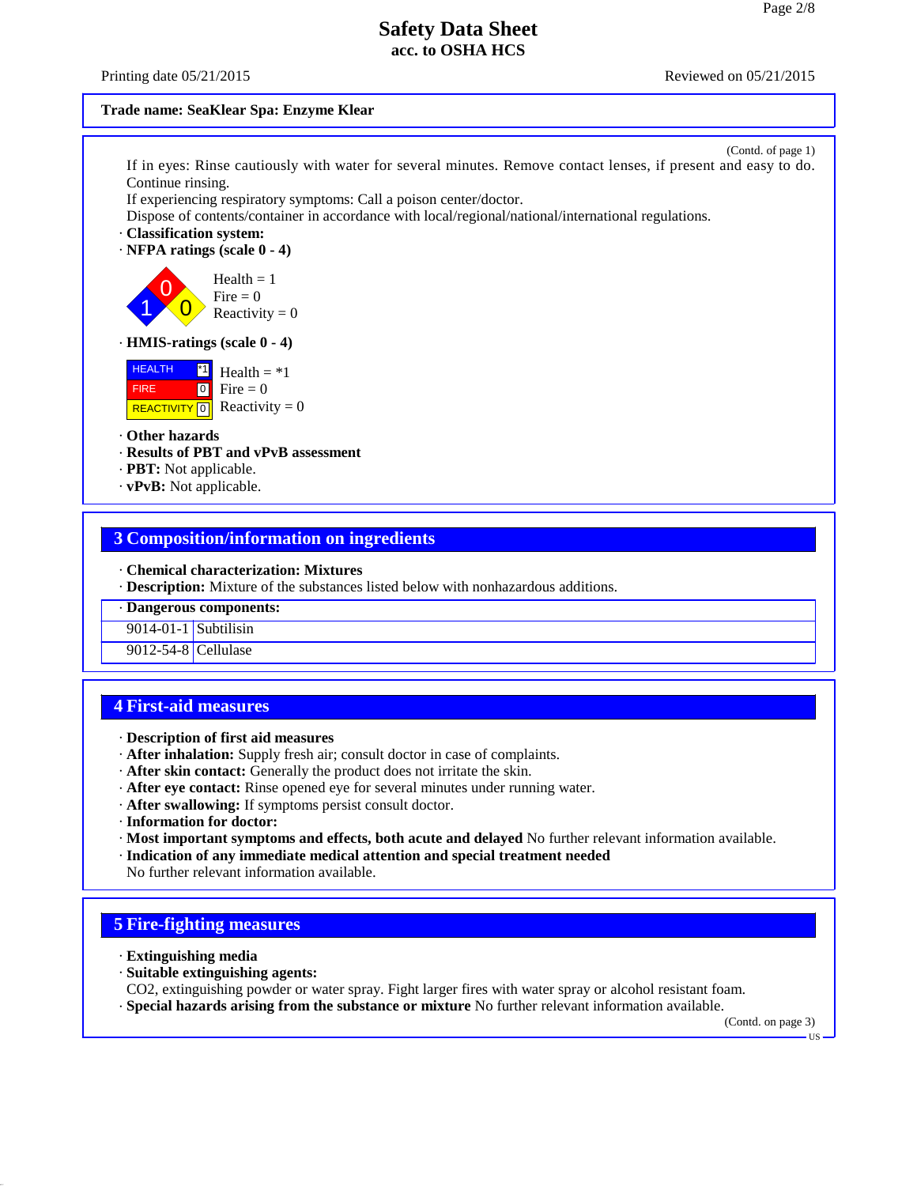**Trade name: SeaKlear Spa: Enzyme Klear**

(Contd. of page 1)

If in eyes: Rinse cautiously with water for several minutes. Remove contact lenses, if present and easy to do. Continue rinsing.
If experiencing respiratory symptoms: Call a poison center/doctor.
Dispose of contents/container in accordance with local/regional/national/international regulations.

· **Classification system:**
· **NFPA ratings (scale 0 - 4)**

Health = 1
Fire = 0
Reactivity = 0

· **HMIS-ratings (scale 0 - 4)**

| HEALTH | *1 |
|---|---|
| FIRE | 0 |
| REACTIVITY | 0 |

Health = *1
Fire = 0
Reactivity = 0

· **Other hazards**
· **Results of PBT and vPvB assessment**
· **PBT:** Not applicable.
· **vPvB:** Not applicable.

## 3 Composition/information on ingredients

· **Chemical characterization: Mixtures**
· **Description:** Mixture of the substances listed below with nonhazardous additions.

| · **Dangerous components:** | |
|---|---|
| 9014-01-1 | Subtilisin |
| 9012-54-8 | Cellulase |

## 4 First-aid measures

· **Description of first aid measures**
· **After inhalation:** Supply fresh air; consult doctor in case of complaints.
· **After skin contact:** Generally the product does not irritate the skin.
· **After eye contact:** Rinse opened eye for several minutes under running water.
· **After swallowing:** If symptoms persist consult doctor.
· **Information for doctor:**
· **Most important symptoms and effects, both acute and delayed** No further relevant information available.
· **Indication of any immediate medical attention and special treatment needed**
No further relevant information available.

## 5 Fire-fighting measures

· **Extinguishing media**
· **Suitable extinguishing agents:**
CO2, extinguishing powder or water spray. Fight larger fires with water spray or alcohol resistant foam.
· **Special hazards arising from the substance or mixture** No further relevant information available.

(Contd. on page 3)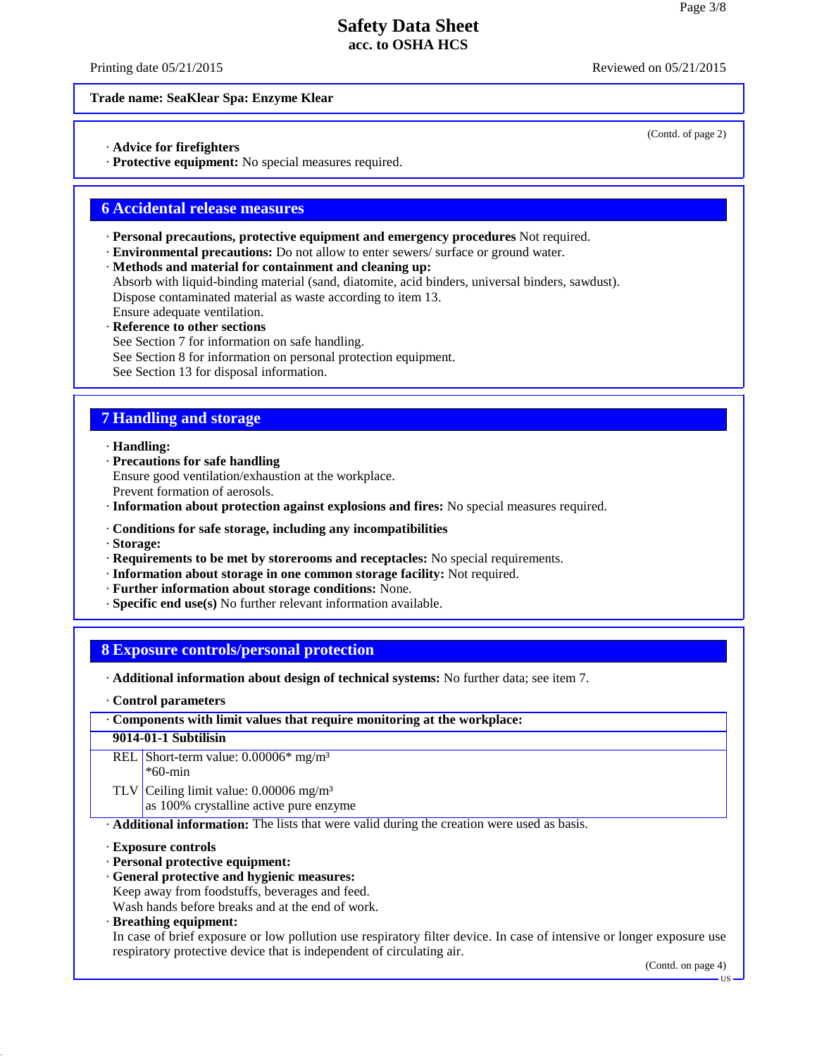Trade name: SeaKlear Spa: Enzyme Klear

(Contd. of page 2)

· **Advice for firefighters**
· **Protective equipment:** No special measures required.

## 6 Accidental release measures

· **Personal precautions, protective equipment and emergency procedures** Not required.
· **Environmental precautions:** Do not allow to enter sewers/ surface or ground water.
· **Methods and material for containment and cleaning up:**
Absorb with liquid-binding material (sand, diatomite, acid binders, universal binders, sawdust).
Dispose contaminated material as waste according to item 13.
Ensure adequate ventilation.
· **Reference to other sections**
See Section 7 for information on safe handling.
See Section 8 for information on personal protection equipment.
See Section 13 for disposal information.

## 7 Handling and storage

· **Handling:**
· **Precautions for safe handling**
Ensure good ventilation/exhaustion at the workplace.
Prevent formation of aerosols.
· **Information about protection against explosions and fires:** No special measures required.

· **Conditions for safe storage, including any incompatibilities**
· **Storage:**
· **Requirements to be met by storerooms and receptacles:** No special requirements.
· **Information about storage in one common storage facility:** Not required.
· **Further information about storage conditions:** None.
· **Specific end use(s)** No further relevant information available.

## 8 Exposure controls/personal protection

· **Additional information about design of technical systems:** No further data; see item 7.

· **Control parameters**

| · **Components with limit values that require monitoring at the workplace:** | |
|---|---|
| **9014-01-1 Subtilisin** | |
| REL | Short-term value: 0.00006* mg/m³<br>*60-min |
| TLV | Ceiling limit value: 0.00006 mg/m³<br>as 100% crystalline active pure enzyme |

· **Additional information:** The lists that were valid during the creation were used as basis.

· **Exposure controls**
· **Personal protective equipment:**
· **General protective and hygienic measures:**
Keep away from foodstuffs, beverages and feed.
Wash hands before breaks and at the end of work.
· **Breathing equipment:**
In case of brief exposure or low pollution use respiratory filter device. In case of intensive or longer exposure use respiratory protective device that is independent of circulating air.

(Contd. on page 4)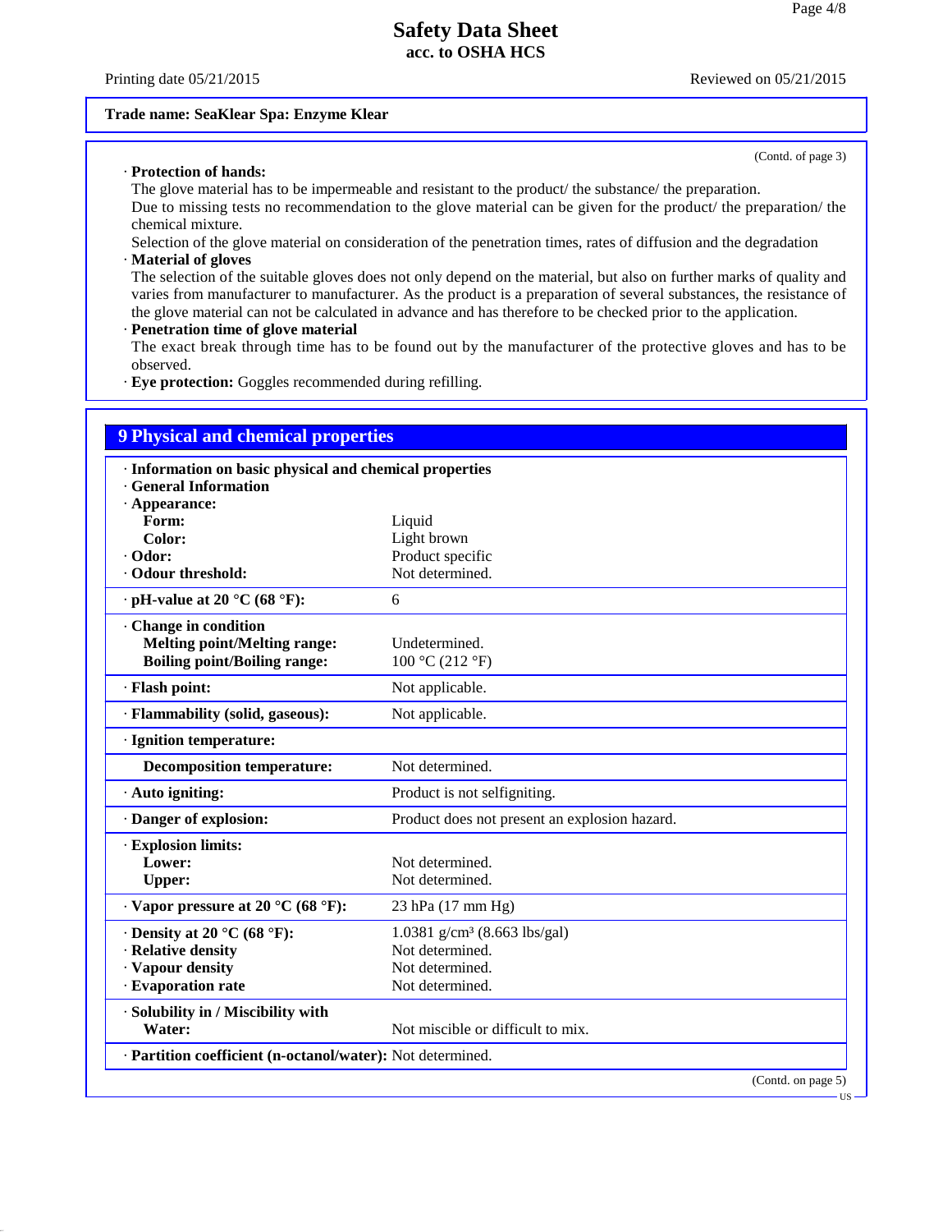**Trade name: SeaKlear Spa: Enzyme Klear**

(Contd. of page 3)

· **Protection of hands:**
The glove material has to be impermeable and resistant to the product/ the substance/ the preparation.
Due to missing tests no recommendation to the glove material can be given for the product/ the preparation/ the chemical mixture.
Selection of the glove material on consideration of the penetration times, rates of diffusion and the degradation

· **Material of gloves**
The selection of the suitable gloves does not only depend on the material, but also on further marks of quality and varies from manufacturer to manufacturer. As the product is a preparation of several substances, the resistance of the glove material can not be calculated in advance and has therefore to be checked prior to the application.

· **Penetration time of glove material**
The exact break through time has to be found out by the manufacturer of the protective gloves and has to be observed.

· **Eye protection:** Goggles recommended during refilling.

## 9 Physical and chemical properties

· **Information on basic physical and chemical properties**
· **General Information**
· **Appearance:**

| | |
|---|---|
| **Form:** | Liquid |
| **Color:** | Light brown |
| · **Odor:** | Product specific |
| · **Odour threshold:** | Not determined. |
| · **pH-value at 20 °C (68 °F):** | 6 |
| · **Change in condition** | |
| **Melting point/Melting range:** | Undetermined. |
| **Boiling point/Boiling range:** | 100 °C (212 °F) |
| · **Flash point:** | Not applicable. |
| · **Flammability (solid, gaseous):** | Not applicable. |
| · **Ignition temperature:** | |
| **Decomposition temperature:** | Not determined. |
| · **Auto igniting:** | Product is not selfigniting. |
| · **Danger of explosion:** | Product does not present an explosion hazard. |
| · **Explosion limits:** | |
| **Lower:** | Not determined. |
| **Upper:** | Not determined. |
| · **Vapor pressure at 20 °C (68 °F):** | 23 hPa (17 mm Hg) |
| · **Density at 20 °C (68 °F):** | 1.0381 g/cm³ (8.663 lbs/gal) |
| · **Relative density** | Not determined. |
| · **Vapour density** | Not determined. |
| · **Evaporation rate** | Not determined. |
| · **Solubility in / Miscibility with** | |
| **Water:** | Not miscible or difficult to mix. |
| · **Partition coefficient (n-octanol/water):** | Not determined. |

(Contd. on page 5)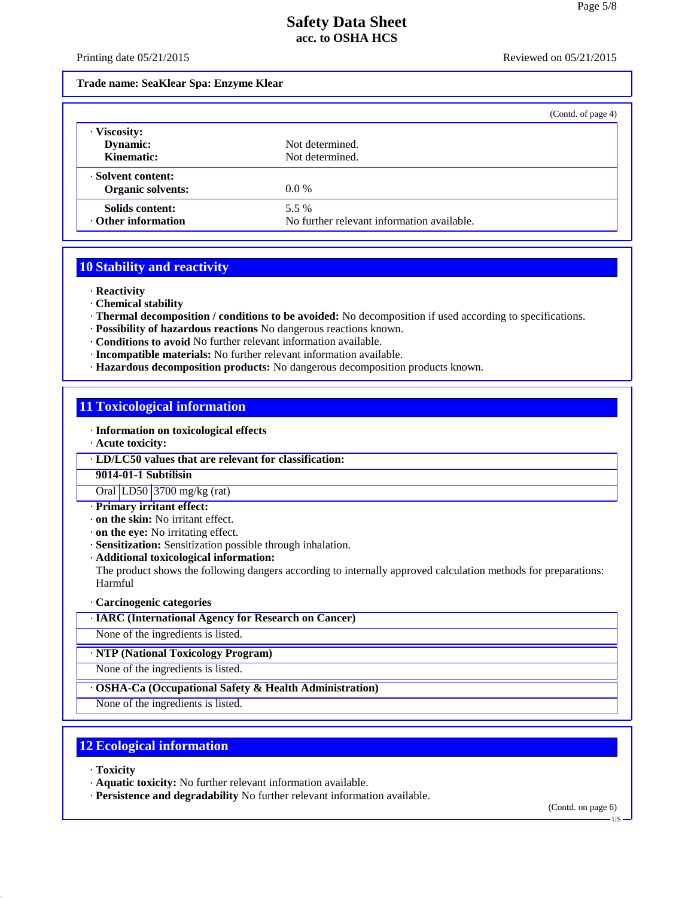**Trade name: SeaKlear Spa: Enzyme Klear**

(Contd. of page 4)

· **Viscosity:**

| | |
|---|---|
| **Dynamic:** | Not determined. |
| **Kinematic:** | Not determined. |

· **Solvent content:**

| | |
|---|---|
| **Organic solvents:** | 0.0 % |
| **Solids content:** | 5.5 % |
| · **Other information** | No further relevant information available. |

## 10 Stability and reactivity

· **Reactivity**
· **Chemical stability**
· **Thermal decomposition / conditions to be avoided:** No decomposition if used according to specifications.
· **Possibility of hazardous reactions** No dangerous reactions known.
· **Conditions to avoid** No further relevant information available.
· **Incompatible materials:** No further relevant information available.
· **Hazardous decomposition products:** No dangerous decomposition products known.

## 11 Toxicological information

· **Information on toxicological effects**
· **Acute toxicity:**

| · **LD/LC50 values that are relevant for classification:** | | |
|---|---|---|
| **9014-01-1 Subtilisin** | | |
| Oral | LD50 | 3700 mg/kg (rat) |

· **Primary irritant effect:**
· **on the skin:** No irritant effect.
· **on the eye:** No irritating effect.
· **Sensitization:** Sensitization possible through inhalation.
· **Additional toxicological information:**
The product shows the following dangers according to internally approved calculation methods for preparations:
Harmful

· **Carcinogenic categories**

| · **IARC (International Agency for Research on Cancer)** |
|---|
| None of the ingredients is listed. |

| · **NTP (National Toxicology Program)** |
|---|
| None of the ingredients is listed. |

| · **OSHA-Ca (Occupational Safety & Health Administration)** |
|---|
| None of the ingredients is listed. |

## 12 Ecological information

· **Toxicity**
· **Aquatic toxicity:** No further relevant information available.
· **Persistence and degradability** No further relevant information available.

(Contd. on page 6)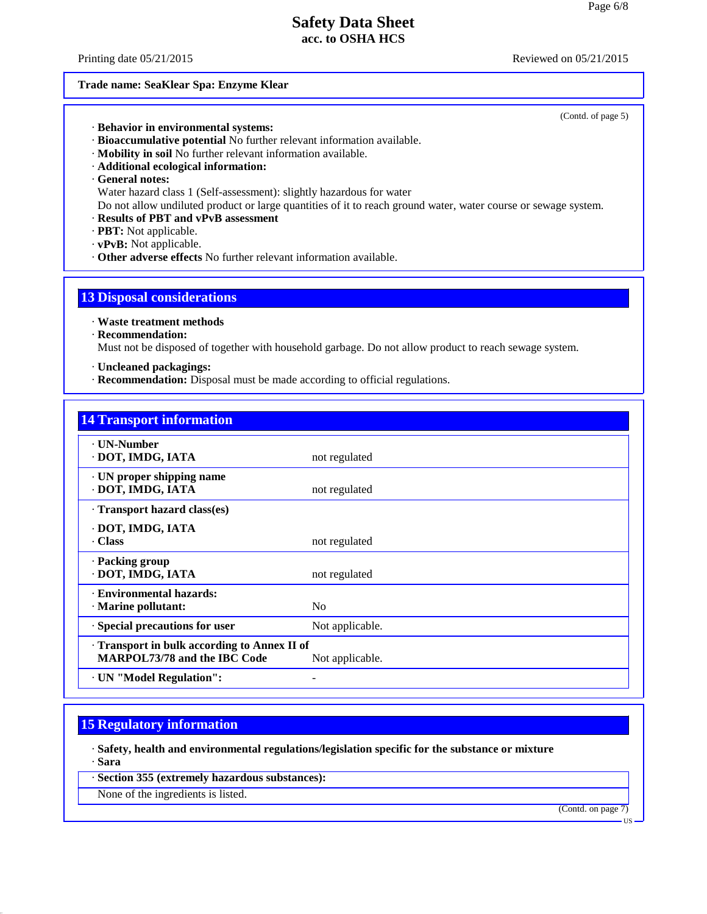Trade name: SeaKlear Spa: Enzyme Klear

(Contd. of page 5)

· **Behavior in environmental systems:**
· **Bioaccumulative potential** No further relevant information available.
· **Mobility in soil** No further relevant information available.
· **Additional ecological information:**
· **General notes:**
Water hazard class 1 (Self-assessment): slightly hazardous for water
Do not allow undiluted product or large quantities of it to reach ground water, water course or sewage system.
· **Results of PBT and vPvB assessment**
· **PBT:** Not applicable.
· **vPvB:** Not applicable.
· **Other adverse effects** No further relevant information available.

## 13 Disposal considerations

· **Waste treatment methods**
· **Recommendation:**
Must not be disposed of together with household garbage. Do not allow product to reach sewage system.

· **Uncleaned packagings:**
· **Recommendation:** Disposal must be made according to official regulations.

## 14 Transport information

| | |
|---|---|
| · **UN-Number**<br>· **DOT, IMDG, IATA** | not regulated |
| · **UN proper shipping name**<br>· **DOT, IMDG, IATA** | not regulated |
| · **Transport hazard class(es)**<br>· **DOT, IMDG, IATA**<br>· **Class** | not regulated |
| · **Packing group**<br>· **DOT, IMDG, IATA** | not regulated |
| · **Environmental hazards:**<br>· **Marine pollutant:** | No |
| · **Special precautions for user** | Not applicable. |
| · **Transport in bulk according to Annex II of MARPOL73/78 and the IBC Code** | Not applicable. |
| · **UN "Model Regulation":** | - |

## 15 Regulatory information

· **Safety, health and environmental regulations/legislation specific for the substance or mixture**
· **Sara**

· **Section 355 (extremely hazardous substances):**

None of the ingredients is listed.

(Contd. on page 7)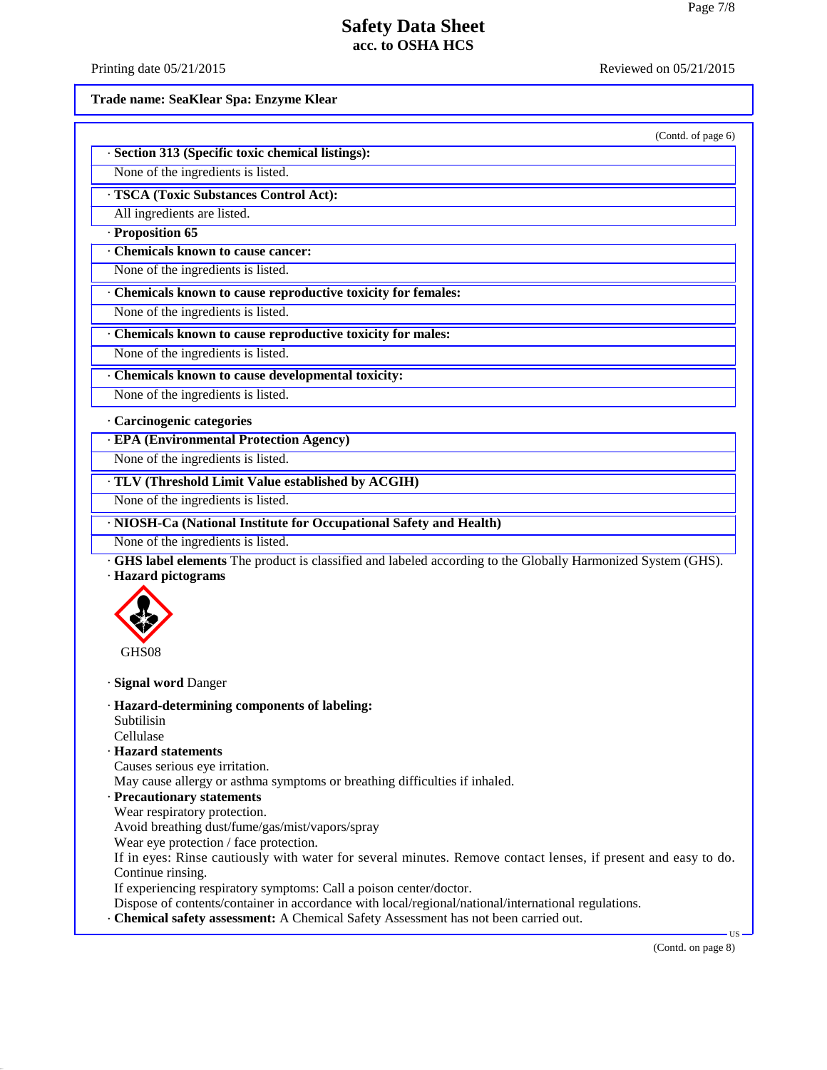**Safety Data Sheet**
**acc. to OSHA HCS**

Printing date 05/21/2015 Reviewed on 05/21/2015

**Trade name: SeaKlear Spa: Enzyme Klear**

(Contd. of page 6)

· **Section 313 (Specific toxic chemical listings):**
None of the ingredients is listed.

· **TSCA (Toxic Substances Control Act):**
All ingredients are listed.

· **Proposition 65**

· **Chemicals known to cause cancer:**
None of the ingredients is listed.

· **Chemicals known to cause reproductive toxicity for females:**
None of the ingredients is listed.

· **Chemicals known to cause reproductive toxicity for males:**
None of the ingredients is listed.

· **Chemicals known to cause developmental toxicity:**
None of the ingredients is listed.

· **Carcinogenic categories**

· **EPA (Environmental Protection Agency)**
None of the ingredients is listed.

· **TLV (Threshold Limit Value established by ACGIH)**
None of the ingredients is listed.

· **NIOSH-Ca (National Institute for Occupational Safety and Health)**
None of the ingredients is listed.

· **GHS label elements** The product is classified and labeled according to the Globally Harmonized System (GHS).

· **Hazard pictograms**

GHS08

· **Signal word** Danger

· **Hazard-determining components of labeling:**
Subtilisin
Cellulase

· **Hazard statements**
Causes serious eye irritation.
May cause allergy or asthma symptoms or breathing difficulties if inhaled.

· **Precautionary statements**
Wear respiratory protection.
Avoid breathing dust/fume/gas/mist/vapors/spray
Wear eye protection / face protection.
If in eyes: Rinse cautiously with water for several minutes. Remove contact lenses, if present and easy to do. Continue rinsing.
If experiencing respiratory symptoms: Call a poison center/doctor.
Dispose of contents/container in accordance with local/regional/national/international regulations.

· **Chemical safety assessment:** A Chemical Safety Assessment has not been carried out.

(Contd. on page 8)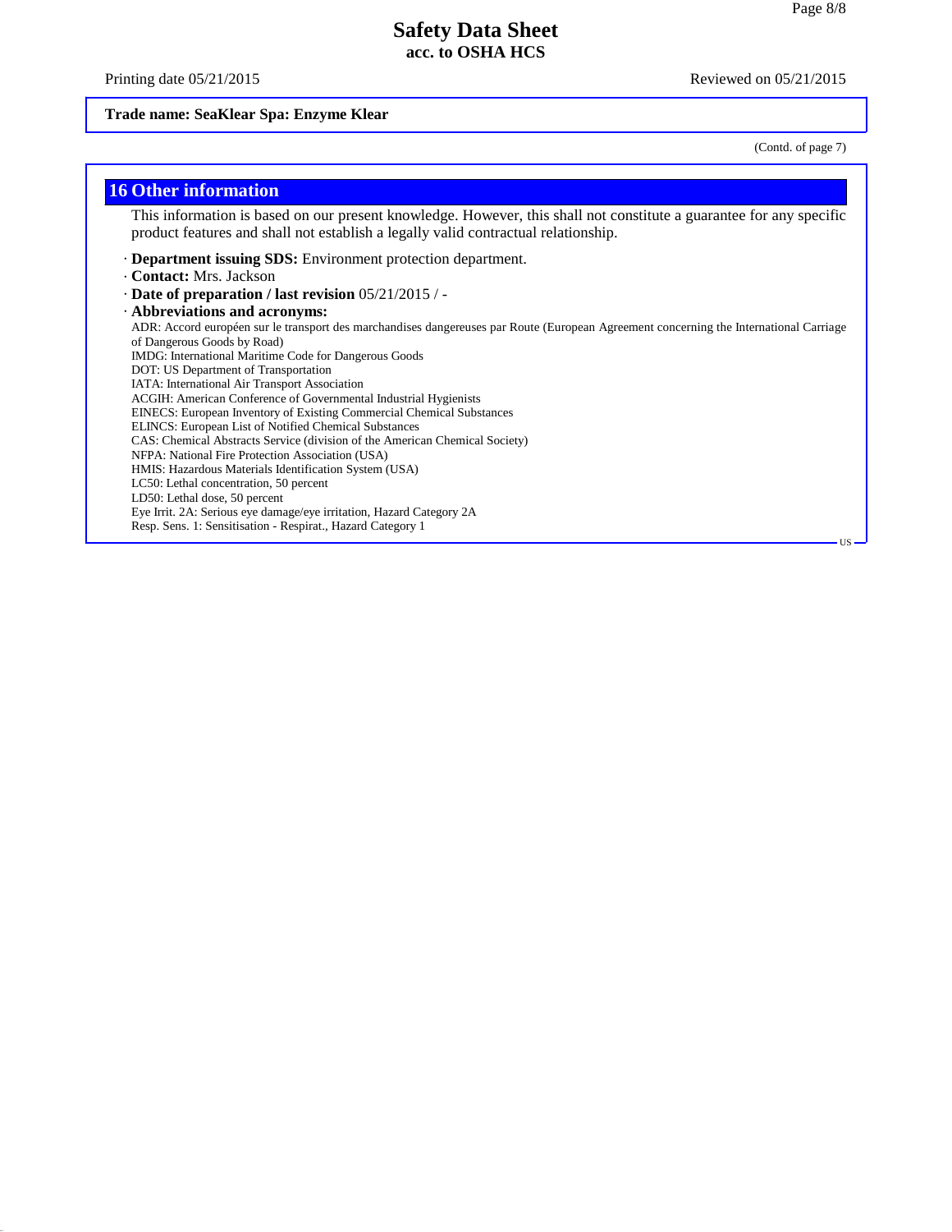**Trade name: SeaKlear Spa: Enzyme Klear**

(Contd. of page 7)

## 16 Other information

This information is based on our present knowledge. However, this shall not constitute a guarantee for any specific product features and shall not establish a legally valid contractual relationship.

· **Department issuing SDS:** Environment protection department.
· **Contact:** Mrs. Jackson
· **Date of preparation / last revision** 05/21/2015 / -
· **Abbreviations and acronyms:**

ADR: Accord européen sur le transport des marchandises dangereuses par Route (European Agreement concerning the International Carriage of Dangerous Goods by Road)
IMDG: International Maritime Code for Dangerous Goods
DOT: US Department of Transportation
IATA: International Air Transport Association
ACGIH: American Conference of Governmental Industrial Hygienists
EINECS: European Inventory of Existing Commercial Chemical Substances
ELINCS: European List of Notified Chemical Substances
CAS: Chemical Abstracts Service (division of the American Chemical Society)
NFPA: National Fire Protection Association (USA)
HMIS: Hazardous Materials Identification System (USA)
LC50: Lethal concentration, 50 percent
LD50: Lethal dose, 50 percent
Eye Irrit. 2A: Serious eye damage/eye irritation, Hazard Category 2A
Resp. Sens. 1: Sensitisation - Respirat., Hazard Category 1

US